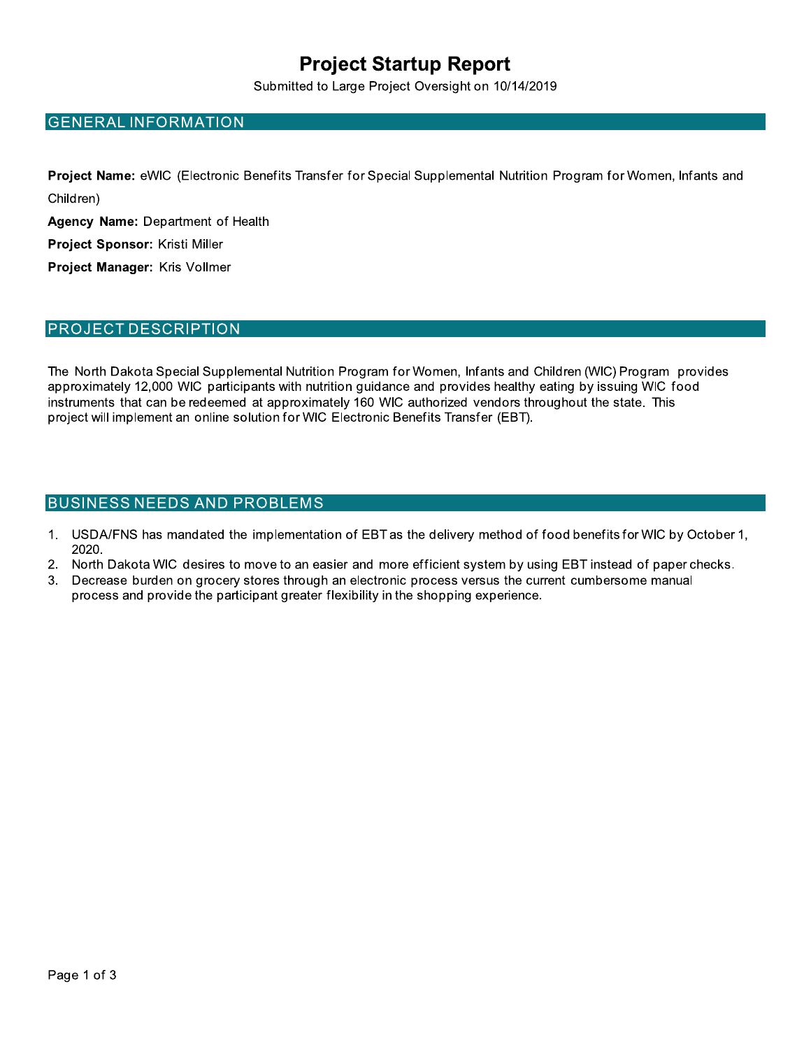# Project Startup Report

Submitted to Large Project Oversight on 10/14/2019

## GENERAL INFORMATION

**Project Name:** eWIC (Electronic Benefits Transfer for Special Supplemental Nutrition Program for Women, Infants and Children)

**Agency Name:** Department of Health

**Project Sponsor:** Kristi Miller

**Project Manager:** Kris Vollmer

## PROJECT DESCRIPTION

The North Dakota Special Supplemental Nutrition Program for Women, Infants and Children (WIC) Program provides approximately 12,000 WIC participants with nutrition guidance and provides healthy eating by issuing WIC food instruments that can be redeemed at approximately 160 WIC authorized vendors throughout the state. This project will implement an online solution for WIC Electronic Benefits Transfer (EBT).

## BUSINESS NEEDS AND PROBLEMS

1. USDA/FNS has mandated the implementation of EBT as the delivery method of food benefits for WIC by October 1, 2020.
2. North Dakota WIC desires to move to an easier and more efficient system by using EBT instead of paper checks.
3. Decrease burden on grocery stores through an electronic process versus the current cumbersome manual process and provide the participant greater flexibility in the shopping experience.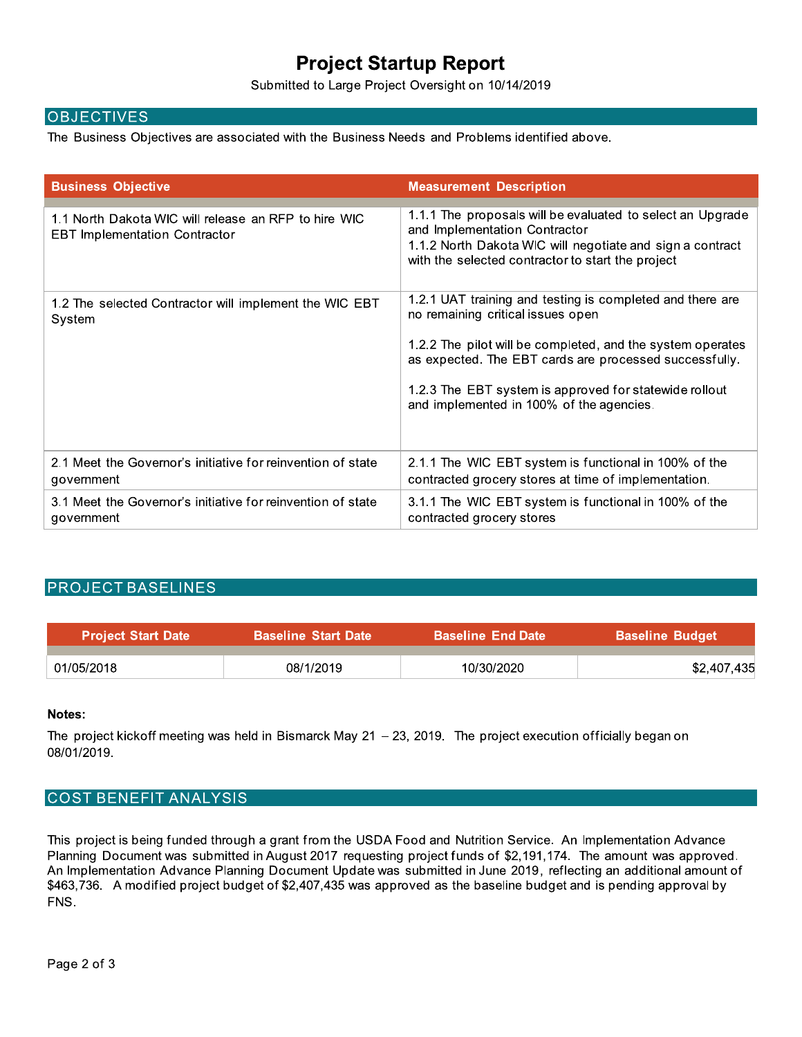# Project Startup Report

Submitted to Large Project Oversight on 10/14/2019

## OBJECTIVES

The Business Objectives are associated with the Business Needs and Problems identified above.

| Business Objective | Measurement Description |
|---|---|
| 1.1 North Dakota WIC will release an RFP to hire WIC EBT Implementation Contractor | 1.1.1 The proposals will be evaluated to select an Upgrade and Implementation Contractor<br>1.1.2 North Dakota WIC will negotiate and sign a contract with the selected contractor to start the project |
| 1.2 The selected Contractor will implement the WIC EBT System | 1.2.1 UAT training and testing is completed and there are no remaining critical issues open<br><br>1.2.2 The pilot will be completed, and the system operates as expected. The EBT cards are processed successfully.<br><br>1.2.3 The EBT system is approved for statewide rollout and implemented in 100% of the agencies. |
| 2.1 Meet the Governor's initiative for reinvention of state government | 2.1.1 The WIC EBT system is functional in 100% of the contracted grocery stores at time of implementation. |
| 3.1 Meet the Governor's initiative for reinvention of state government | 3.1.1 The WIC EBT system is functional in 100% of the contracted grocery stores |

## PROJECT BASELINES

| Project Start Date | Baseline Start Date | Baseline End Date | Baseline Budget |
|---|---|---|---|
| 01/05/2018 | 08/1/2019 | 10/30/2020 | $2,407,435 |

**Notes:**

The project kickoff meeting was held in Bismarck May 21 – 23, 2019. The project execution officially began on 08/01/2019.

## COST BENEFIT ANALYSIS

This project is being funded through a grant from the USDA Food and Nutrition Service. An Implementation Advance Planning Document was submitted in August 2017 requesting project funds of $2,191,174. The amount was approved. An Implementation Advance Planning Document Update was submitted in June 2019, reflecting an additional amount of $463,736. A modified project budget of $2,407,435 was approved as the baseline budget and is pending approval by FNS.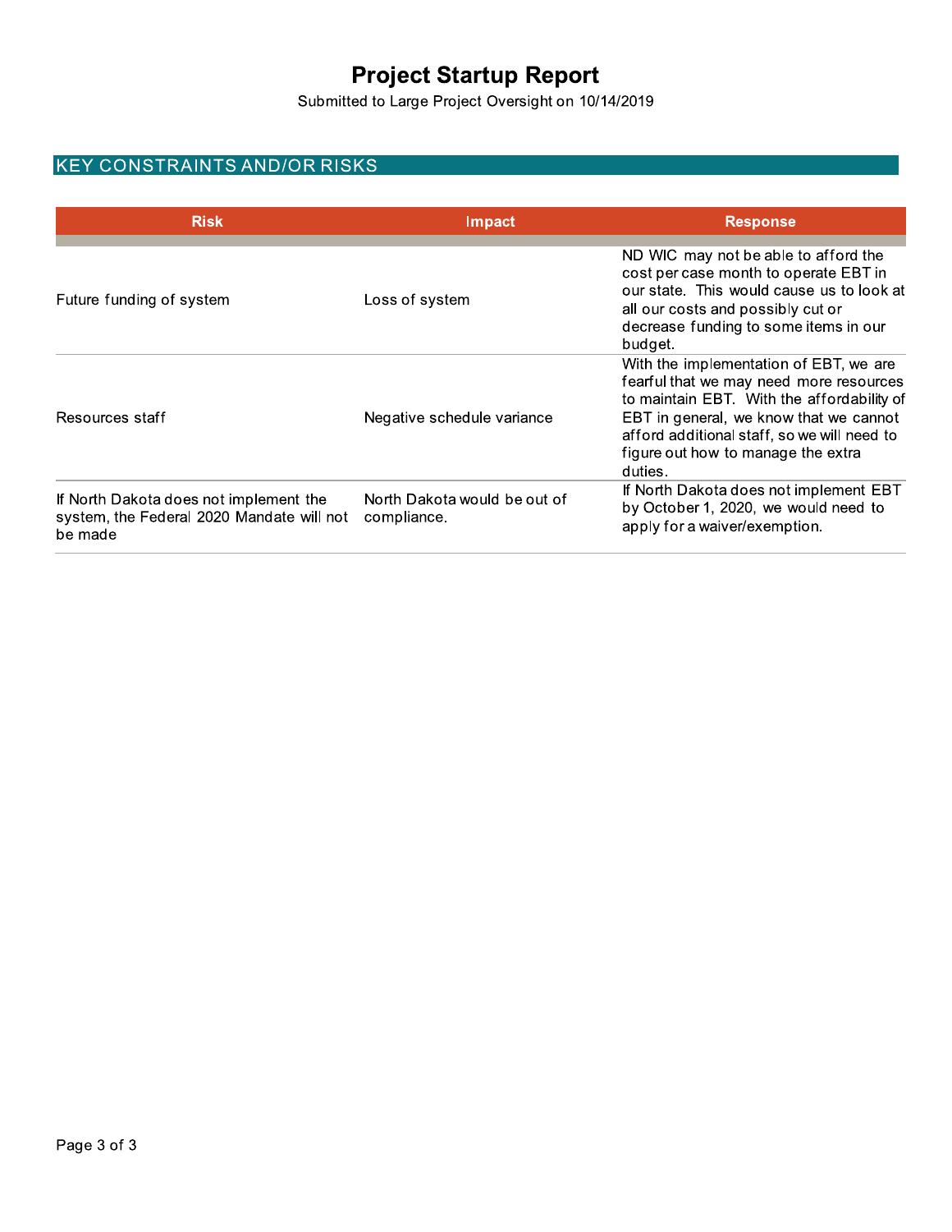# Project Startup Report

Submitted to Large Project Oversight on 10/14/2019

## KEY CONSTRAINTS AND/OR RISKS

| Risk | Impact | Response |
|---|---|---|
| Future funding of system | Loss of system | ND WIC may not be able to afford the cost per case month to operate EBT in our state. This would cause us to look at all our costs and possibly cut or decrease funding to some items in our budget. |
| Resources staff | Negative schedule variance | With the implementation of EBT, we are fearful that we may need more resources to maintain EBT. With the affordability of EBT in general, we know that we cannot afford additional staff, so we will need to figure out how to manage the extra duties. |
| If North Dakota does not implement the system, the Federal 2020 Mandate will not be made | North Dakota would be out of compliance. | If North Dakota does not implement EBT by October 1, 2020, we would need to apply for a waiver/exemption. |